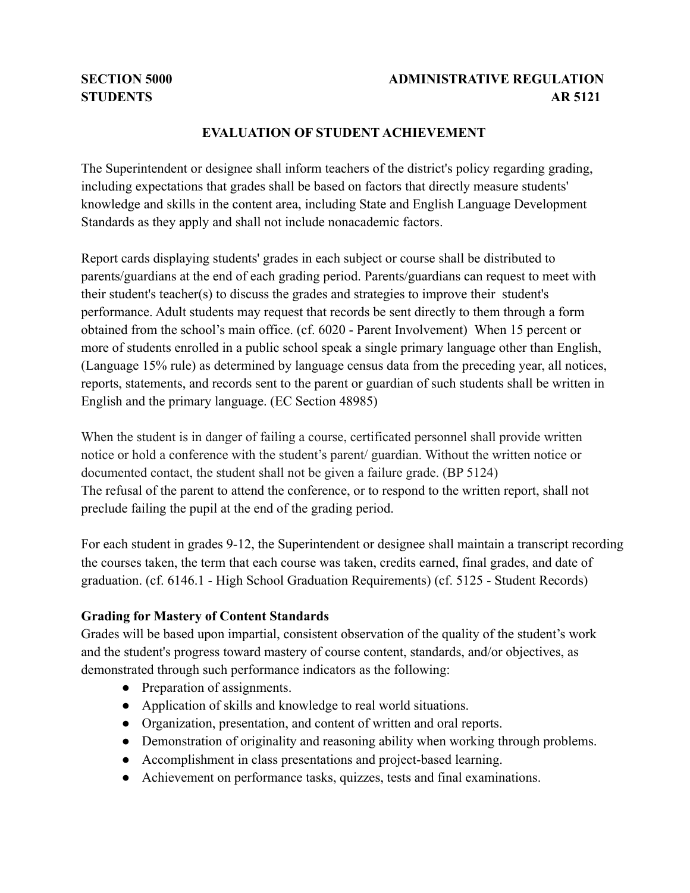**SECTION 5000** **ADMINISTRATIVE REGULATION**
**STUDENTS** **AR 5121**

# EVALUATION OF STUDENT ACHIEVEMENT

The Superintendent or designee shall inform teachers of the district's policy regarding grading, including expectations that grades shall be based on factors that directly measure students' knowledge and skills in the content area, including State and English Language Development Standards as they apply and shall not include nonacademic factors.

Report cards displaying students' grades in each subject or course shall be distributed to parents/guardians at the end of each grading period. Parents/guardians can request to meet with their student's teacher(s) to discuss the grades and strategies to improve their student's performance. Adult students may request that records be sent directly to them through a form obtained from the school's main office. (cf. 6020 - Parent Involvement) When 15 percent or more of students enrolled in a public school speak a single primary language other than English, (Language 15% rule) as determined by language census data from the preceding year, all notices, reports, statements, and records sent to the parent or guardian of such students shall be written in English and the primary language. (EC Section 48985)

When the student is in danger of failing a course, certificated personnel shall provide written notice or hold a conference with the student's parent/ guardian. Without the written notice or documented contact, the student shall not be given a failure grade. (BP 5124)
The refusal of the parent to attend the conference, or to respond to the written report, shall not preclude failing the pupil at the end of the grading period.

For each student in grades 9-12, the Superintendent or designee shall maintain a transcript recording the courses taken, the term that each course was taken, credits earned, final grades, and date of graduation. (cf. 6146.1 - High School Graduation Requirements) (cf. 5125 - Student Records)

**Grading for Mastery of Content Standards**
Grades will be based upon impartial, consistent observation of the quality of the student's work and the student's progress toward mastery of course content, standards, and/or objectives, as demonstrated through such performance indicators as the following:

- Preparation of assignments.
- Application of skills and knowledge to real world situations.
- Organization, presentation, and content of written and oral reports.
- Demonstration of originality and reasoning ability when working through problems.
- Accomplishment in class presentations and project-based learning.
- Achievement on performance tasks, quizzes, tests and final examinations.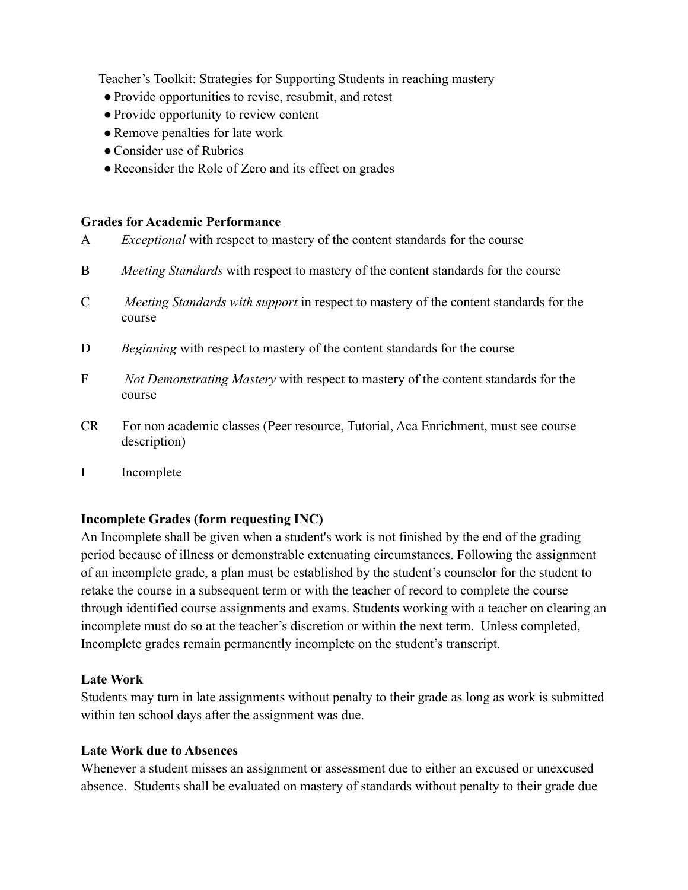Teacher's Toolkit: Strategies for Supporting Students in reaching mastery

- Provide opportunities to revise, resubmit, and retest
- Provide opportunity to review content
- Remove penalties for late work
- Consider use of Rubrics
- Reconsider the Role of Zero and its effect on grades

**Grades for Academic Performance**

A *Exceptional* with respect to mastery of the content standards for the course

B *Meeting Standards* with respect to mastery of the content standards for the course

C *Meeting Standards with support* in respect to mastery of the content standards for the course

D *Beginning* with respect to mastery of the content standards for the course

F *Not Demonstrating Mastery* with respect to mastery of the content standards for the course

CR For non academic classes (Peer resource, Tutorial, Aca Enrichment, must see course description)

I Incomplete

**Incomplete Grades (form requesting INC)**

An Incomplete shall be given when a student's work is not finished by the end of the grading period because of illness or demonstrable extenuating circumstances. Following the assignment of an incomplete grade, a plan must be established by the student's counselor for the student to retake the course in a subsequent term or with the teacher of record to complete the course through identified course assignments and exams. Students working with a teacher on clearing an incomplete must do so at the teacher's discretion or within the next term. Unless completed, Incomplete grades remain permanently incomplete on the student's transcript.

**Late Work**

Students may turn in late assignments without penalty to their grade as long as work is submitted within ten school days after the assignment was due.

**Late Work due to Absences**

Whenever a student misses an assignment or assessment due to either an excused or unexcused absence. Students shall be evaluated on mastery of standards without penalty to their grade due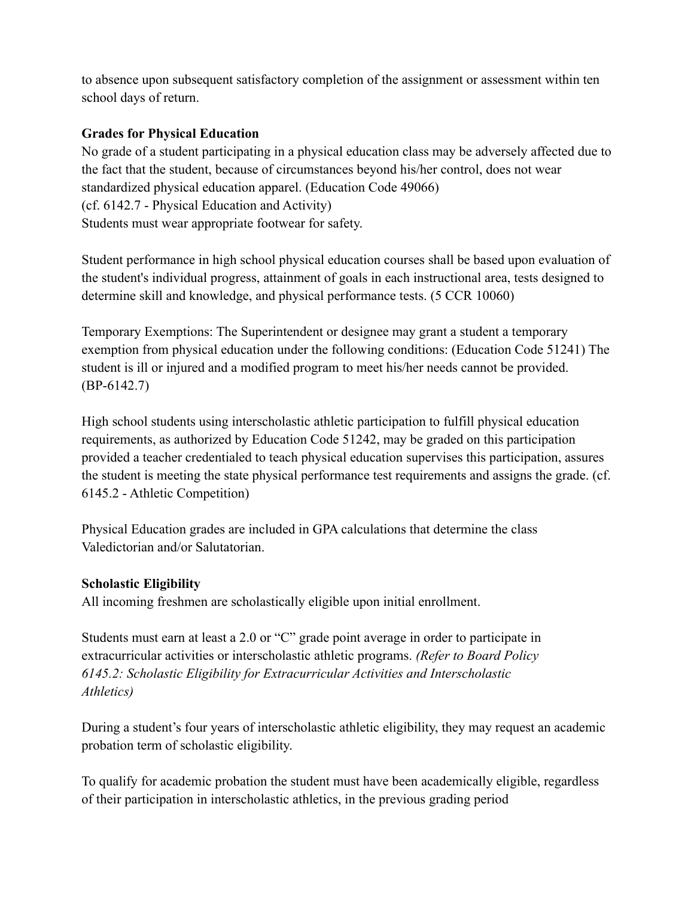to absence upon subsequent satisfactory completion of the assignment or assessment within ten school days of return.

**Grades for Physical Education**

No grade of a student participating in a physical education class may be adversely affected due to the fact that the student, because of circumstances beyond his/her control, does not wear standardized physical education apparel. (Education Code 49066)
(cf. 6142.7 - Physical Education and Activity)
Students must wear appropriate footwear for safety.

Student performance in high school physical education courses shall be based upon evaluation of the student's individual progress, attainment of goals in each instructional area, tests designed to determine skill and knowledge, and physical performance tests. (5 CCR 10060)

Temporary Exemptions: The Superintendent or designee may grant a student a temporary exemption from physical education under the following conditions: (Education Code 51241) The student is ill or injured and a modified program to meet his/her needs cannot be provided. (BP-6142.7)

High school students using interscholastic athletic participation to fulfill physical education requirements, as authorized by Education Code 51242, may be graded on this participation provided a teacher credentialed to teach physical education supervises this participation, assures the student is meeting the state physical performance test requirements and assigns the grade. (cf. 6145.2 - Athletic Competition)

Physical Education grades are included in GPA calculations that determine the class Valedictorian and/or Salutatorian.

**Scholastic Eligibility**

All incoming freshmen are scholastically eligible upon initial enrollment.

Students must earn at least a 2.0 or "C" grade point average in order to participate in extracurricular activities or interscholastic athletic programs. *(Refer to Board Policy 6145.2: Scholastic Eligibility for Extracurricular Activities and Interscholastic Athletics)*

During a student's four years of interscholastic athletic eligibility, they may request an academic probation term of scholastic eligibility.

To qualify for academic probation the student must have been academically eligible, regardless of their participation in interscholastic athletics, in the previous grading period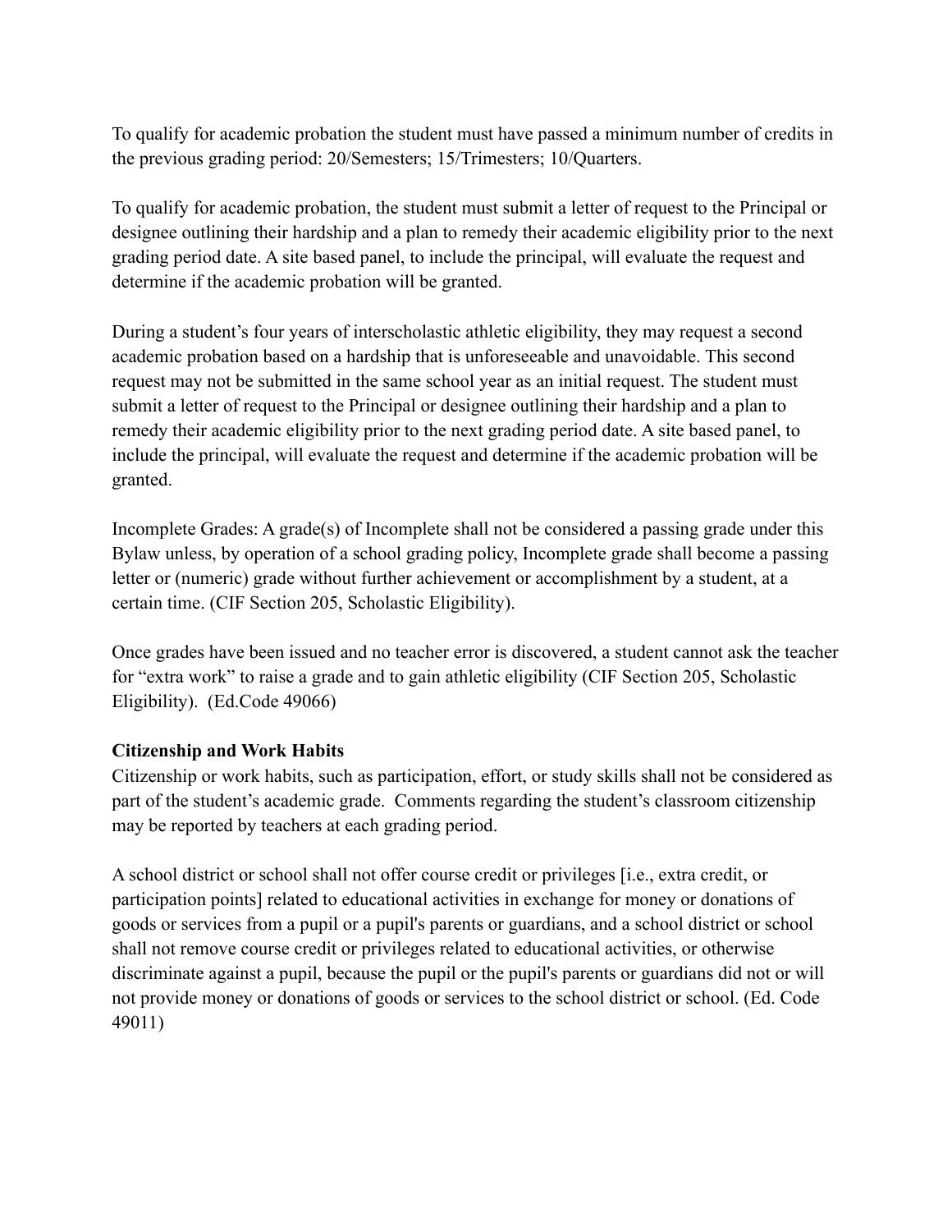To qualify for academic probation the student must have passed a minimum number of credits in the previous grading period: 20/Semesters; 15/Trimesters; 10/Quarters.

To qualify for academic probation, the student must submit a letter of request to the Principal or designee outlining their hardship and a plan to remedy their academic eligibility prior to the next grading period date. A site based panel, to include the principal, will evaluate the request and determine if the academic probation will be granted.

During a student's four years of interscholastic athletic eligibility, they may request a second academic probation based on a hardship that is unforeseeable and unavoidable. This second request may not be submitted in the same school year as an initial request. The student must submit a letter of request to the Principal or designee outlining their hardship and a plan to remedy their academic eligibility prior to the next grading period date. A site based panel, to include the principal, will evaluate the request and determine if the academic probation will be granted.

Incomplete Grades: A grade(s) of Incomplete shall not be considered a passing grade under this Bylaw unless, by operation of a school grading policy, Incomplete grade shall become a passing letter or (numeric) grade without further achievement or accomplishment by a student, at a certain time. (CIF Section 205, Scholastic Eligibility).

Once grades have been issued and no teacher error is discovered, a student cannot ask the teacher for "extra work" to raise a grade and to gain athletic eligibility (CIF Section 205, Scholastic Eligibility). (Ed.Code 49066)

**Citizenship and Work Habits**

Citizenship or work habits, such as participation, effort, or study skills shall not be considered as part of the student's academic grade. Comments regarding the student's classroom citizenship may be reported by teachers at each grading period.

A school district or school shall not offer course credit or privileges [i.e., extra credit, or participation points] related to educational activities in exchange for money or donations of goods or services from a pupil or a pupil's parents or guardians, and a school district or school shall not remove course credit or privileges related to educational activities, or otherwise discriminate against a pupil, because the pupil or the pupil's parents or guardians did not or will not provide money or donations of goods or services to the school district or school. (Ed. Code 49011)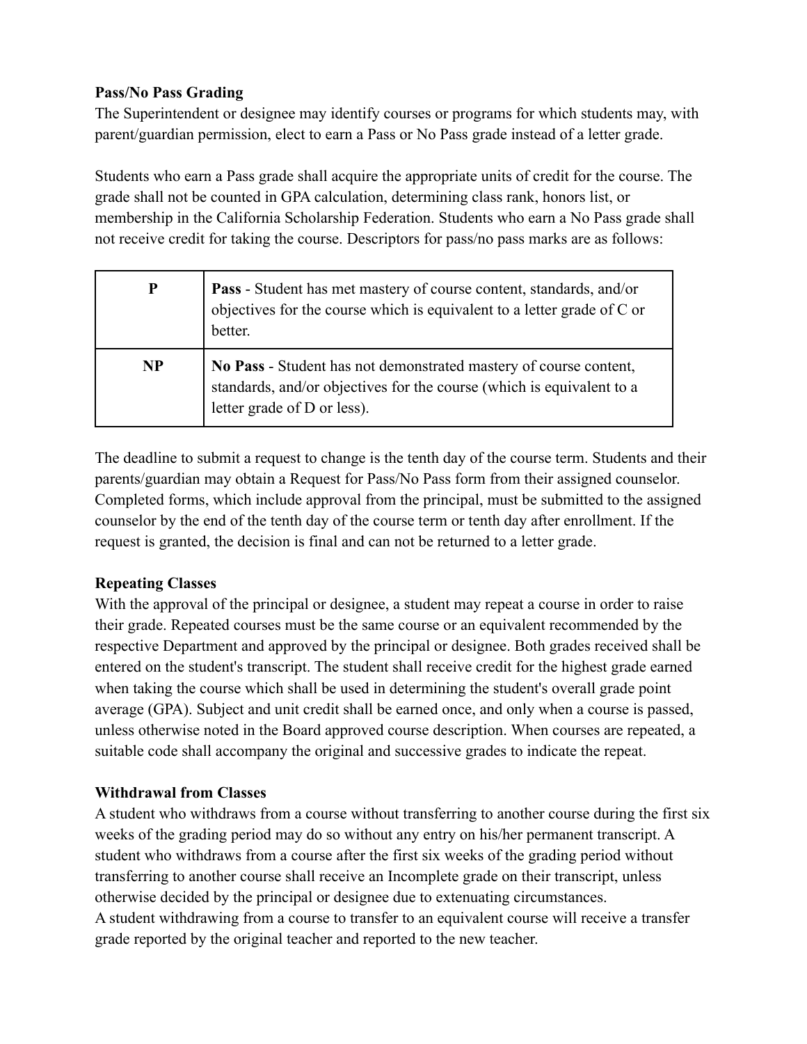**Pass/No Pass Grading**

The Superintendent or designee may identify courses or programs for which students may, with parent/guardian permission, elect to earn a Pass or No Pass grade instead of a letter grade.

Students who earn a Pass grade shall acquire the appropriate units of credit for the course. The grade shall not be counted in GPA calculation, determining class rank, honors list, or membership in the California Scholarship Federation. Students who earn a No Pass grade shall not receive credit for taking the course. Descriptors for pass/no pass marks are as follows:

| | |
|---|---|
| **P** | **Pass** - Student has met mastery of course content, standards, and/or objectives for the course which is equivalent to a letter grade of C or better. |
| **NP** | **No Pass** - Student has not demonstrated mastery of course content, standards, and/or objectives for the course (which is equivalent to a letter grade of D or less). |

The deadline to submit a request to change is the tenth day of the course term. Students and their parents/guardian may obtain a Request for Pass/No Pass form from their assigned counselor. Completed forms, which include approval from the principal, must be submitted to the assigned counselor by the end of the tenth day of the course term or tenth day after enrollment. If the request is granted, the decision is final and can not be returned to a letter grade.

**Repeating Classes**

With the approval of the principal or designee, a student may repeat a course in order to raise their grade. Repeated courses must be the same course or an equivalent recommended by the respective Department and approved by the principal or designee. Both grades received shall be entered on the student's transcript. The student shall receive credit for the highest grade earned when taking the course which shall be used in determining the student's overall grade point average (GPA). Subject and unit credit shall be earned once, and only when a course is passed, unless otherwise noted in the Board approved course description. When courses are repeated, a suitable code shall accompany the original and successive grades to indicate the repeat.

**Withdrawal from Classes**

A student who withdraws from a course without transferring to another course during the first six weeks of the grading period may do so without any entry on his/her permanent transcript. A student who withdraws from a course after the first six weeks of the grading period without transferring to another course shall receive an Incomplete grade on their transcript, unless otherwise decided by the principal or designee due to extenuating circumstances.

A student withdrawing from a course to transfer to an equivalent course will receive a transfer grade reported by the original teacher and reported to the new teacher.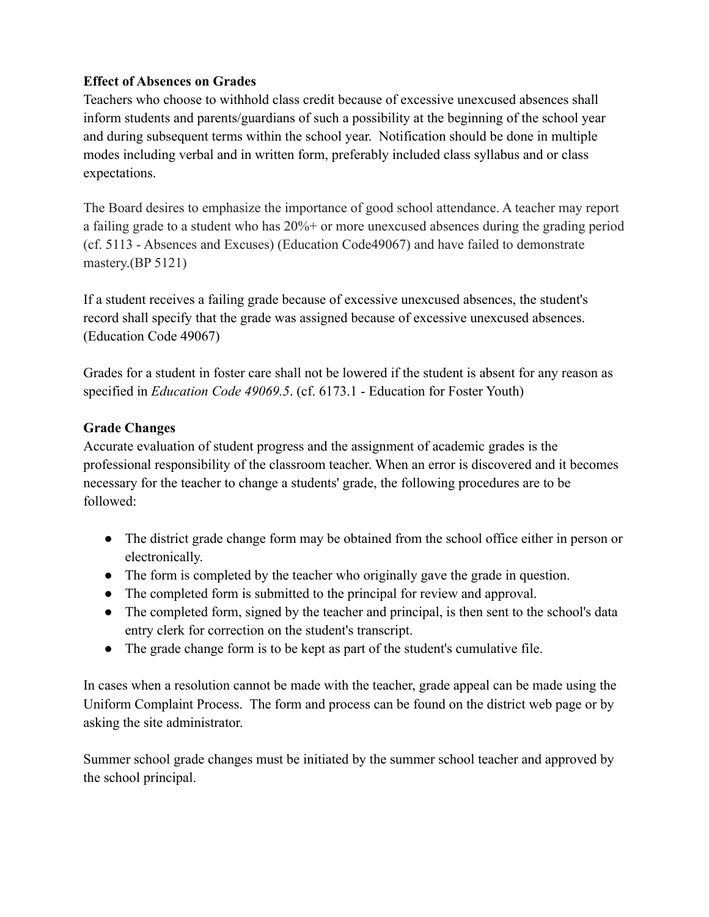**Effect of Absences on Grades**

Teachers who choose to withhold class credit because of excessive unexcused absences shall inform students and parents/guardians of such a possibility at the beginning of the school year and during subsequent terms within the school year.  Notification should be done in multiple modes including verbal and in written form, preferably included class syllabus and or class expectations.

The Board desires to emphasize the importance of good school attendance. A teacher may report a failing grade to a student who has 20%+ or more unexcused absences during the grading period (cf. 5113 - Absences and Excuses) (Education Code49067) and have failed to demonstrate mastery.(BP 5121)

If a student receives a failing grade because of excessive unexcused absences, the student's record shall specify that the grade was assigned because of excessive unexcused absences. (Education Code 49067)

Grades for a student in foster care shall not be lowered if the student is absent for any reason as specified in *Education Code 49069.5*. (cf. 6173.1 - Education for Foster Youth)

**Grade Changes**

Accurate evaluation of student progress and the assignment of academic grades is the professional responsibility of the classroom teacher. When an error is discovered and it becomes necessary for the teacher to change a students' grade, the following procedures are to be followed:

- The district grade change form may be obtained from the school office either in person or electronically.
- The form is completed by the teacher who originally gave the grade in question.
- The completed form is submitted to the principal for review and approval.
- The completed form, signed by the teacher and principal, is then sent to the school's data entry clerk for correction on the student's transcript.
- The grade change form is to be kept as part of the student's cumulative file.

In cases when a resolution cannot be made with the teacher, grade appeal can be made using the Uniform Complaint Process.  The form and process can be found on the district web page or by asking the site administrator.

Summer school grade changes must be initiated by the summer school teacher and approved by the school principal.